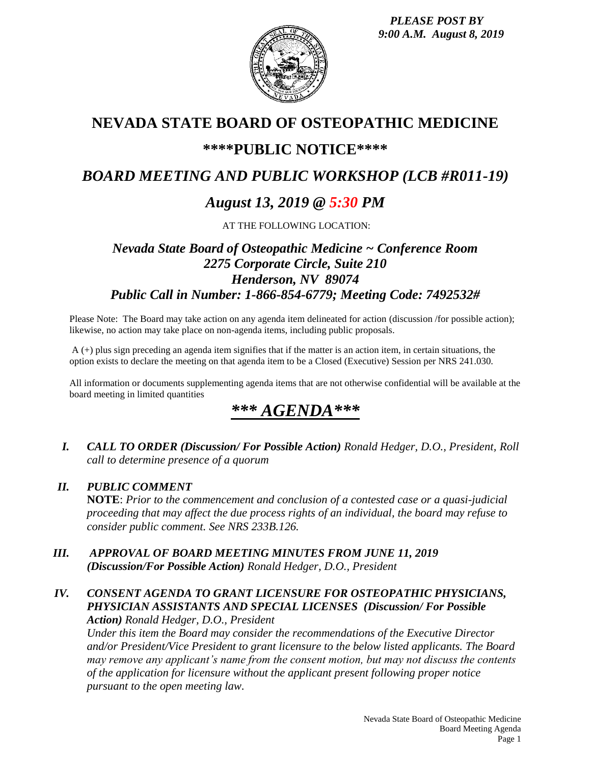*PLEASE POST BY*
*9:00 A.M. August 8, 2019*

# NEVADA STATE BOARD OF OSTEOPATHIC MEDICINE

## \*\*\*\*PUBLIC NOTICE\*\*\*\*

## *BOARD MEETING AND PUBLIC WORKSHOP (LCB #R011-19)*

## *August 13, 2019 @ 5:30 PM*

AT THE FOLLOWING LOCATION:

### *Nevada State Board of Osteopathic Medicine ~ Conference Room*
### *2275 Corporate Circle, Suite 210*
### *Henderson, NV 89074*
### *Public Call in Number: 1-866-854-6779; Meeting Code: 7492532#*

Please Note: The Board may take action on any agenda item delineated for action (discussion /for possible action); likewise, no action may take place on non-agenda items, including public proposals.

A (+) plus sign preceding an agenda item signifies that if the matter is an action item, in certain situations, the option exists to declare the meeting on that agenda item to be a Closed (Executive) Session per NRS 241.030.

All information or documents supplementing agenda items that are not otherwise confidential will be available at the board meeting in limited quantities

# *\*\*\* AGENDA\*\*\**

**I.** ***CALL TO ORDER (Discussion/ For Possible Action)*** *Ronald Hedger, D.O., President, Roll call to determine presence of a quorum*

**II.** ***PUBLIC COMMENT***
**NOTE**: *Prior to the commencement and conclusion of a contested case or a quasi-judicial proceeding that may affect the due process rights of an individual, the board may refuse to consider public comment. See NRS 233B.126.*

**III.** ***APPROVAL OF BOARD MEETING MINUTES FROM JUNE 11, 2019 (Discussion/For Possible Action)*** *Ronald Hedger, D.O., President*

**IV.** ***CONSENT AGENDA TO GRANT LICENSURE FOR OSTEOPATHIC PHYSICIANS, PHYSICIAN ASSISTANTS AND SPECIAL LICENSES (Discussion/ For Possible Action)*** *Ronald Hedger, D.O., President*
*Under this item the Board may consider the recommendations of the Executive Director and/or President/Vice President to grant licensure to the below listed applicants. The Board may remove any applicant's name from the consent motion, but may not discuss the contents of the application for licensure without the applicant present following proper notice pursuant to the open meeting law.*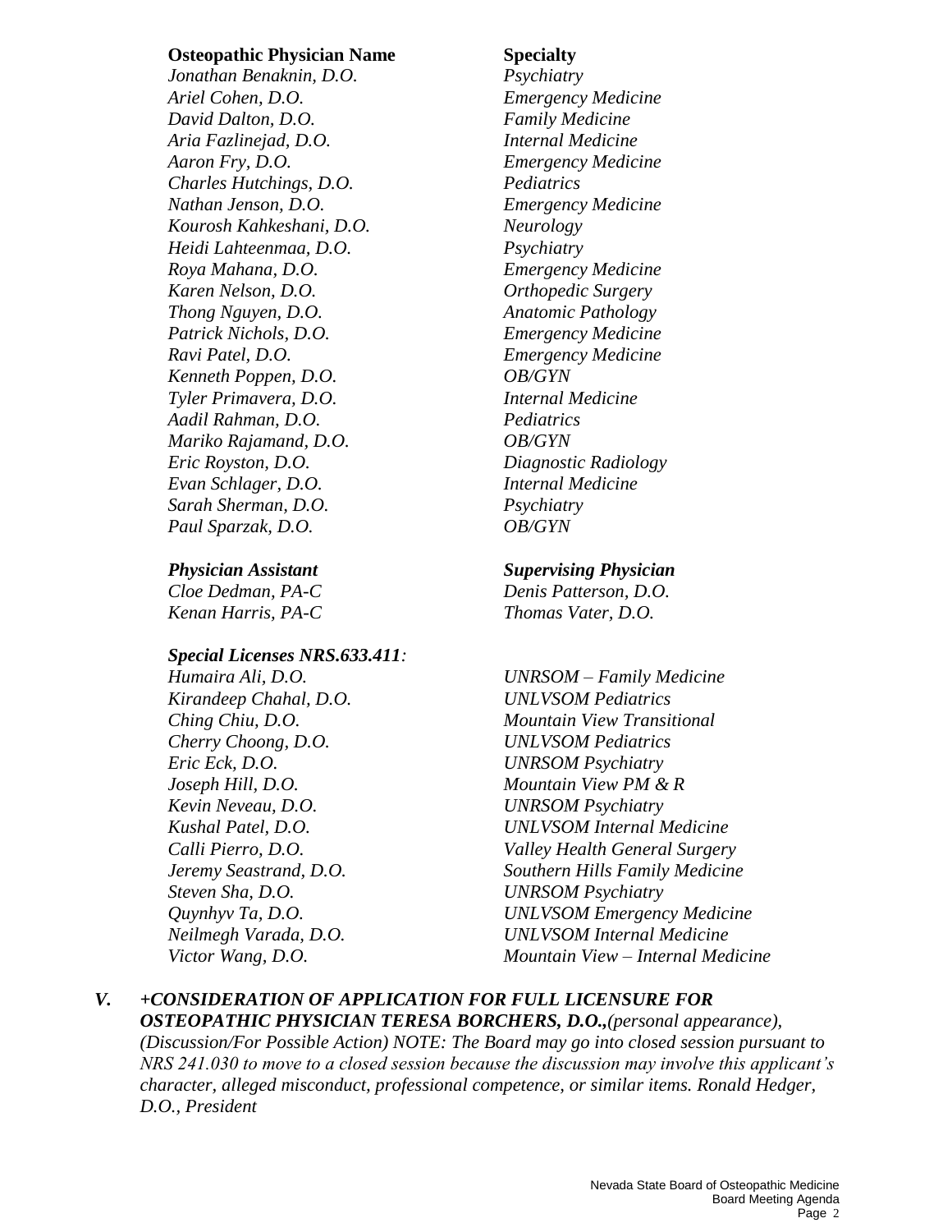| **Osteopathic Physician Name** | **Specialty** |
| --- | --- |
| *Jonathan Benaknin, D.O.* | *Psychiatry* |
| *Ariel Cohen, D.O.* | *Emergency Medicine* |
| *David Dalton, D.O.* | *Family Medicine* |
| *Aria Fazlinejad, D.O.* | *Internal Medicine* |
| *Aaron Fry, D.O.* | *Emergency Medicine* |
| *Charles Hutchings, D.O.* | *Pediatrics* |
| *Nathan Jenson, D.O.* | *Emergency Medicine* |
| *Kourosh Kahkeshani, D.O.* | *Neurology* |
| *Heidi Lahteenmaa, D.O.* | *Psychiatry* |
| *Roya Mahana, D.O.* | *Emergency Medicine* |
| *Karen Nelson, D.O.* | *Orthopedic Surgery* |
| *Thong Nguyen, D.O.* | *Anatomic Pathology* |
| *Patrick Nichols, D.O.* | *Emergency Medicine* |
| *Ravi Patel, D.O.* | *Emergency Medicine* |
| *Kenneth Poppen, D.O.* | *OB/GYN* |
| *Tyler Primavera, D.O.* | *Internal Medicine* |
| *Aadil Rahman, D.O.* | *Pediatrics* |
| *Mariko Rajamand, D.O.* | *OB/GYN* |
| *Eric Royston, D.O.* | *Diagnostic Radiology* |
| *Evan Schlager, D.O.* | *Internal Medicine* |
| *Sarah Sherman, D.O.* | *Psychiatry* |
| *Paul Sparzak, D.O.* | *OB/GYN* |

| ***Physician Assistant*** | ***Supervising Physician*** |
| --- | --- |
| *Cloe Dedman, PA-C* | *Denis Patterson, D.O.* |
| *Kenan Harris, PA-C* | *Thomas Vater, D.O.* |

***Special Licenses NRS.633.411:***

| | |
| --- | --- |
| *Humaira Ali, D.O.* | *UNRSOM – Family Medicine* |
| *Kirandeep Chahal, D.O.* | *UNLVSOM Pediatrics* |
| *Ching Chiu, D.O.* | *Mountain View Transitional* |
| *Cherry Choong, D.O.* | *UNLVSOM Pediatrics* |
| *Eric Eck, D.O.* | *UNRSOM Psychiatry* |
| *Joseph Hill, D.O.* | *Mountain View PM & R* |
| *Kevin Neveau, D.O.* | *UNRSOM Psychiatry* |
| *Kushal Patel, D.O.* | *UNLVSOM Internal Medicine* |
| *Calli Pierro, D.O.* | *Valley Health General Surgery* |
| *Jeremy Seastrand, D.O.* | *Southern Hills Family Medicine* |
| *Steven Sha, D.O.* | *UNRSOM Psychiatry* |
| *Quynhyv Ta, D.O.* | *UNLVSOM Emergency Medicine* |
| *Neilmegh Varada, D.O.* | *UNLVSOM Internal Medicine* |
| *Victor Wang, D.O.* | *Mountain View – Internal Medicine* |

***V. +CONSIDERATION OF APPLICATION FOR FULL LICENSURE FOR OSTEOPATHIC PHYSICIAN TERESA BORCHERS, D.O.,****(personal appearance), (Discussion/For Possible Action) NOTE: The Board may go into closed session pursuant to NRS 241.030 to move to a closed session because the discussion may involve this applicant's character, alleged misconduct, professional competence, or similar items. Ronald Hedger, D.O., President*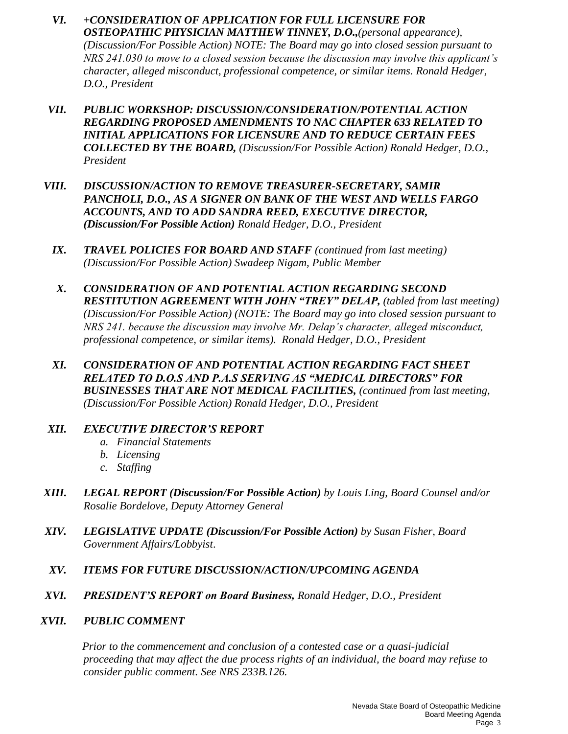*VI.* ***+CONSIDERATION OF APPLICATION FOR FULL LICENSURE FOR OSTEOPATHIC PHYSICIAN MATTHEW TINNEY, D.O.,****(personal appearance), (Discussion/For Possible Action) NOTE: The Board may go into closed session pursuant to NRS 241.030 to move to a closed session because the discussion may involve this applicant's character, alleged misconduct, professional competence, or similar items. Ronald Hedger, D.O., President*

*VII.* ***PUBLIC WORKSHOP: DISCUSSION/CONSIDERATION/POTENTIAL ACTION REGARDING PROPOSED AMENDMENTS TO NAC CHAPTER 633 RELATED TO INITIAL APPLICATIONS FOR LICENSURE AND TO REDUCE CERTAIN FEES COLLECTED BY THE BOARD,*** *(Discussion/For Possible Action) Ronald Hedger, D.O., President*

*VIII.* ***DISCUSSION/ACTION TO REMOVE TREASURER-SECRETARY, SAMIR PANCHOLI, D.O., AS A SIGNER ON BANK OF THE WEST AND WELLS FARGO ACCOUNTS, AND TO ADD SANDRA REED, EXECUTIVE DIRECTOR, (Discussion/For Possible Action)*** *Ronald Hedger, D.O., President*

*IX.* ***TRAVEL POLICIES FOR BOARD AND STAFF*** *(continued from last meeting) (Discussion/For Possible Action) Swadeep Nigam, Public Member*

*X.* ***CONSIDERATION OF AND POTENTIAL ACTION REGARDING SECOND RESTITUTION AGREEMENT WITH JOHN "TREY" DELAP,*** *(tabled from last meeting) (Discussion/For Possible Action) (NOTE: The Board may go into closed session pursuant to NRS 241. because the discussion may involve Mr. Delap's character, alleged misconduct, professional competence, or similar items). Ronald Hedger, D.O., President*

*XI.* ***CONSIDERATION OF AND POTENTIAL ACTION REGARDING FACT SHEET RELATED TO D.O.S AND P.A.S SERVING AS "MEDICAL DIRECTORS" FOR BUSINESSES THAT ARE NOT MEDICAL FACILITIES,*** *(continued from last meeting, (Discussion/For Possible Action) Ronald Hedger, D.O., President*

*XII.* ***EXECUTIVE DIRECTOR'S REPORT***

*a. Financial Statements*
*b. Licensing*
*c. Staffing*

*XIII.* ***LEGAL REPORT (Discussion/For Possible Action)*** *by Louis Ling, Board Counsel and/or Rosalie Bordelove, Deputy Attorney General*

*XIV.* ***LEGISLATIVE UPDATE (Discussion/For Possible Action)*** *by Susan Fisher, Board Government Affairs/Lobbyist.*

*XV.* ***ITEMS FOR FUTURE DISCUSSION/ACTION/UPCOMING AGENDA***

*XVI.* ***PRESIDENT'S REPORT on Board Business,*** *Ronald Hedger, D.O., President*

*XVII.* ***PUBLIC COMMENT***

*Prior to the commencement and conclusion of a contested case or a quasi-judicial proceeding that may affect the due process rights of an individual, the board may refuse to consider public comment. See NRS 233B.126.*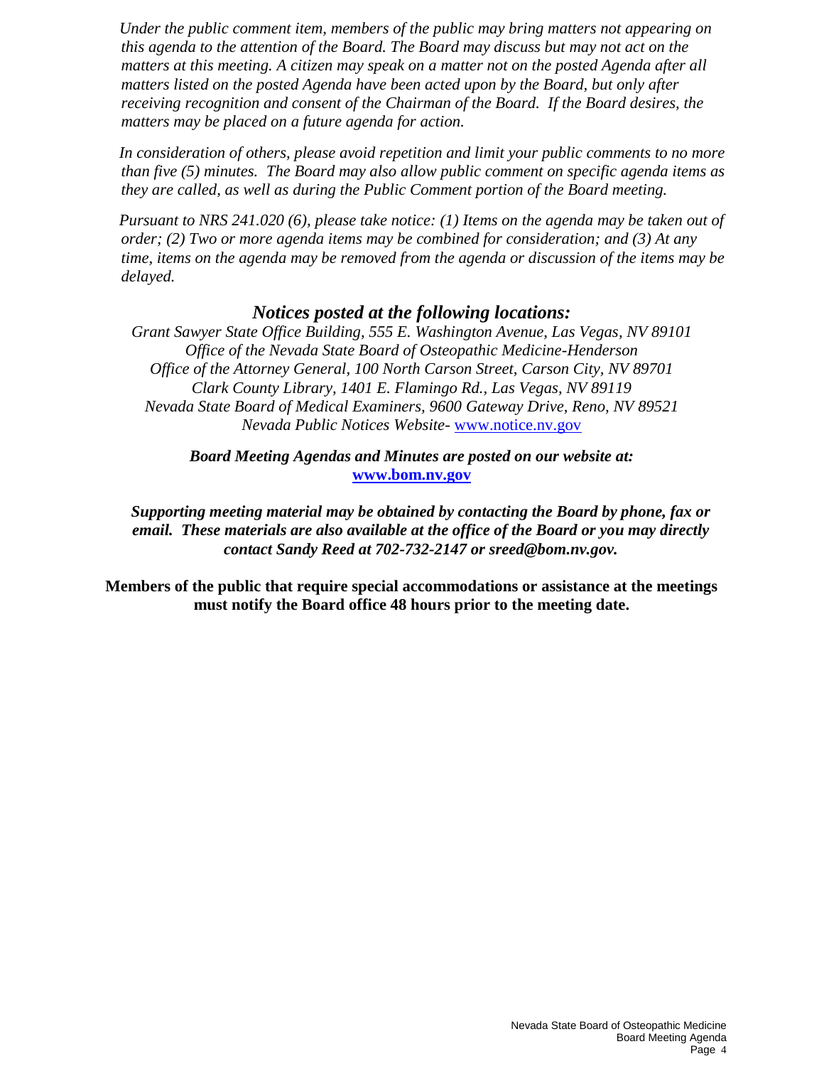*Under the public comment item, members of the public may bring matters not appearing on this agenda to the attention of the Board. The Board may discuss but may not act on the matters at this meeting. A citizen may speak on a matter not on the posted Agenda after all matters listed on the posted Agenda have been acted upon by the Board, but only after receiving recognition and consent of the Chairman of the Board. If the Board desires, the matters may be placed on a future agenda for action.*

*In consideration of others, please avoid repetition and limit your public comments to no more than five (5) minutes. The Board may also allow public comment on specific agenda items as they are called, as well as during the Public Comment portion of the Board meeting.*

*Pursuant to NRS 241.020 (6), please take notice: (1) Items on the agenda may be taken out of order; (2) Two or more agenda items may be combined for consideration; and (3) At any time, items on the agenda may be removed from the agenda or discussion of the items may be delayed.*

## *Notices posted at the following locations:*

*Grant Sawyer State Office Building, 555 E. Washington Avenue, Las Vegas, NV 89101*
*Office of the Nevada State Board of Osteopathic Medicine-Henderson*
*Office of the Attorney General, 100 North Carson Street, Carson City, NV 89701*
*Clark County Library, 1401 E. Flamingo Rd., Las Vegas, NV 89119*
*Nevada State Board of Medical Examiners, 9600 Gateway Drive, Reno, NV 89521*
*Nevada Public Notices Website-* www.notice.nv.gov

***Board Meeting Agendas and Minutes are posted on our website at:***
**www.bom.nv.gov**

***Supporting meeting material may be obtained by contacting the Board by phone, fax or email. These materials are also available at the office of the Board or you may directly contact Sandy Reed at 702-732-2147 or sreed@bom.nv.gov.***

**Members of the public that require special accommodations or assistance at the meetings must notify the Board office 48 hours prior to the meeting date.**